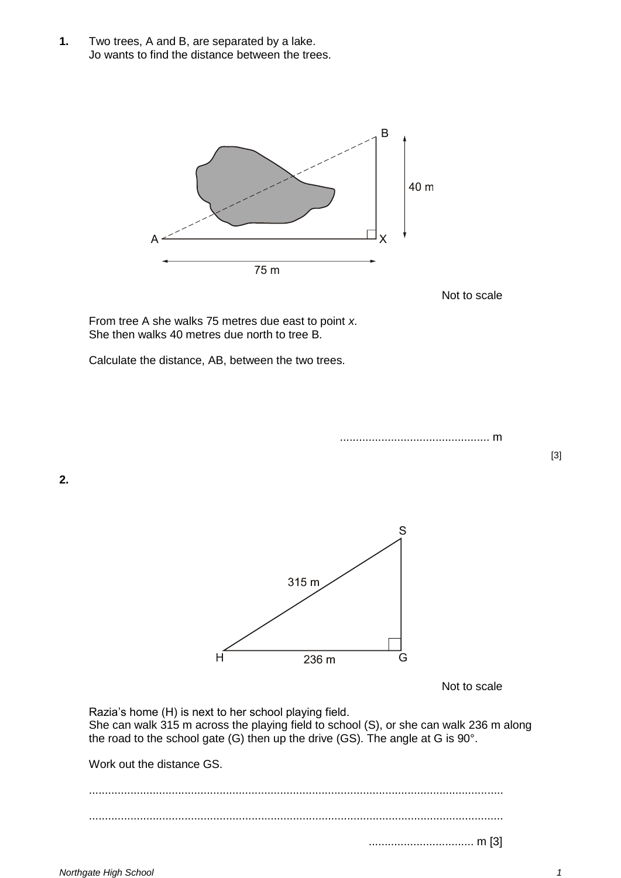**1.** Two trees, A and B, are separated by a lake.
Jo wants to find the distance between the trees.

B

40 m

A X

75 m

Not to scale

From tree A she walks 75 metres due east to point *x*.
She then walks 40 metres due north to tree B.

Calculate the distance, AB, between the two trees.

............................................... m

[3]

**2.**

S

315 m

H 236 m G

Not to scale

Razia's home (H) is next to her school playing field.
She can walk 315 m across the playing field to school (S), or she can walk 236 m along the road to the school gate (G) then up the drive (GS). The angle at G is 90°.

Work out the distance GS.

.................................................................................................................................

.................................................................................................................................

................................. m [3]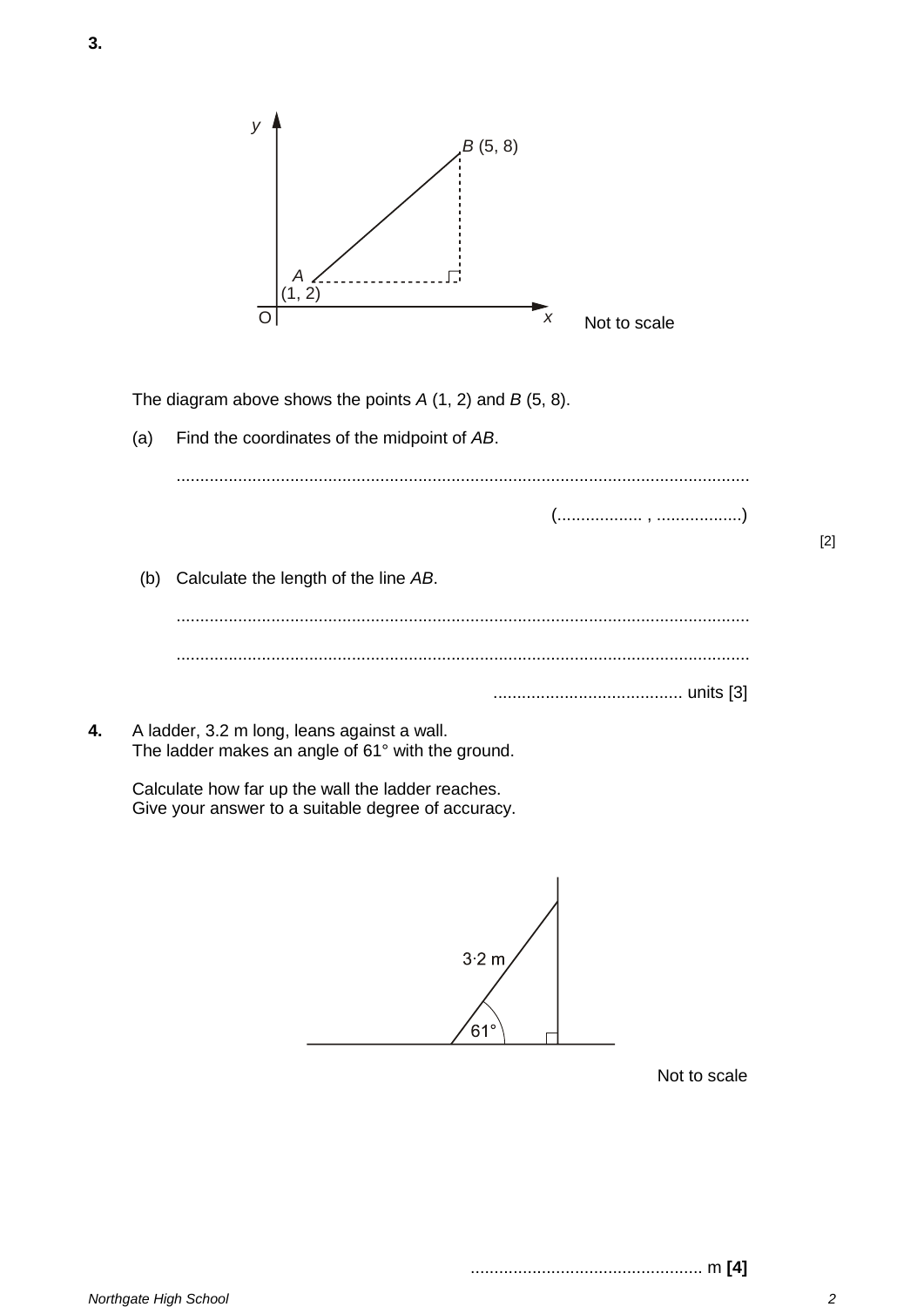**3.**

*Not to scale*

The diagram above shows the points $A$ (1, 2) and $B$ (5, 8).

(a) Find the coordinates of the midpoint of $AB$.

.......................................................................................................................

(.................. , ..................)

[2]

(b) Calculate the length of the line $AB$.

.......................................................................................................................

.......................................................................................................................

........................................ units [3]

**4.** A ladder, 3.2 m long, leans against a wall.
The ladder makes an angle of 61° with the ground.

Calculate how far up the wall the ladder reaches.
Give your answer to a suitable degree of accuracy.

*Not to scale*

................................................. m **[4]**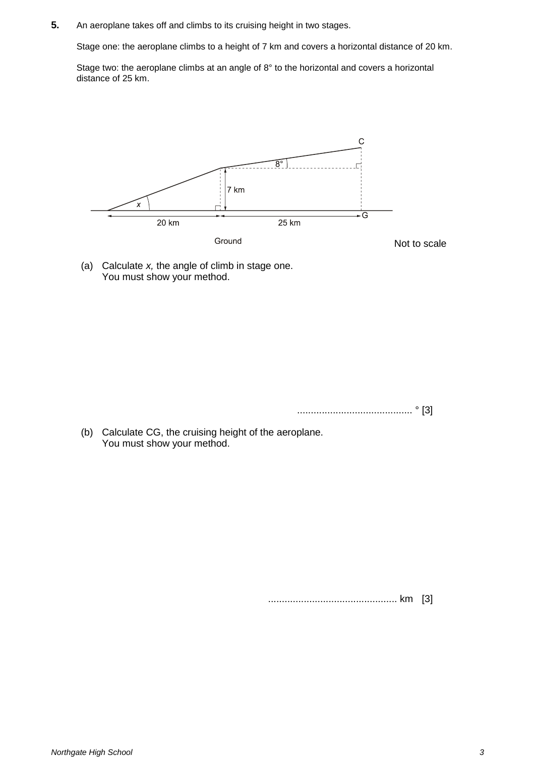**5.** An aeroplane takes off and climbs to its cruising height in two stages.

Stage one: the aeroplane climbs to a height of 7 km and covers a horizontal distance of 20 km.

Stage two: the aeroplane climbs at an angle of 8° to the horizontal and covers a horizontal distance of 25 km.

Not to scale

(a) Calculate $x$, the angle of climb in stage one.
You must show your method.

.......................................... ° [3]

(b) Calculate CG, the cruising height of the aeroplane.
You must show your method.

.............................................. km [3]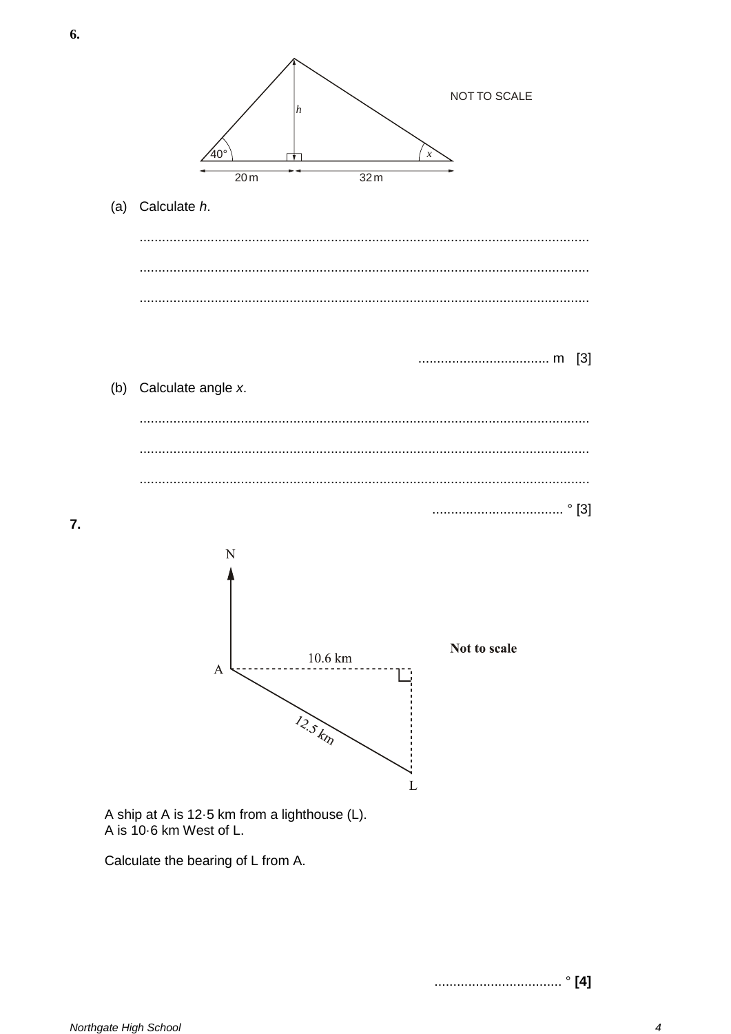**6.**

NOT TO SCALE

(a) Calculate $h$.

.......................................................................................................................

.......................................................................................................................

.......................................................................................................................

................................... m [3]

(b) Calculate angle $x$.

.......................................................................................................................

.......................................................................................................................

.......................................................................................................................

................................... ° [3]

**7.**

Not to scale

A ship at A is 12·5 km from a lighthouse (L).
A is 10·6 km West of L.

Calculate the bearing of L from A.

.................................. ° **[4]**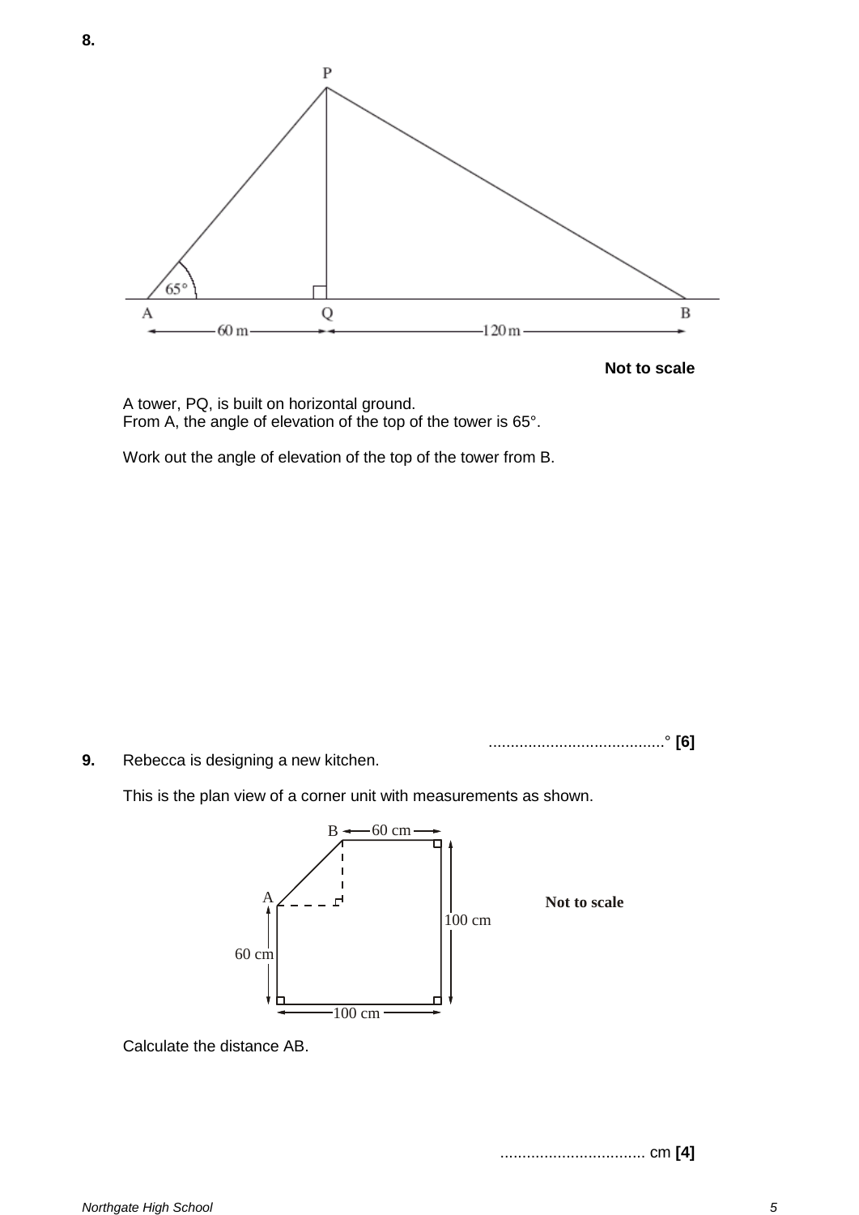**8.**

Not to scale

A tower, PQ, is built on horizontal ground.
From A, the angle of elevation of the top of the tower is 65°.

Work out the angle of elevation of the top of the tower from B.

........................................° **[6]**

**9.** Rebecca is designing a new kitchen.

This is the plan view of a corner unit with measurements as shown.

Not to scale

Calculate the distance AB.

.................................. cm **[4]**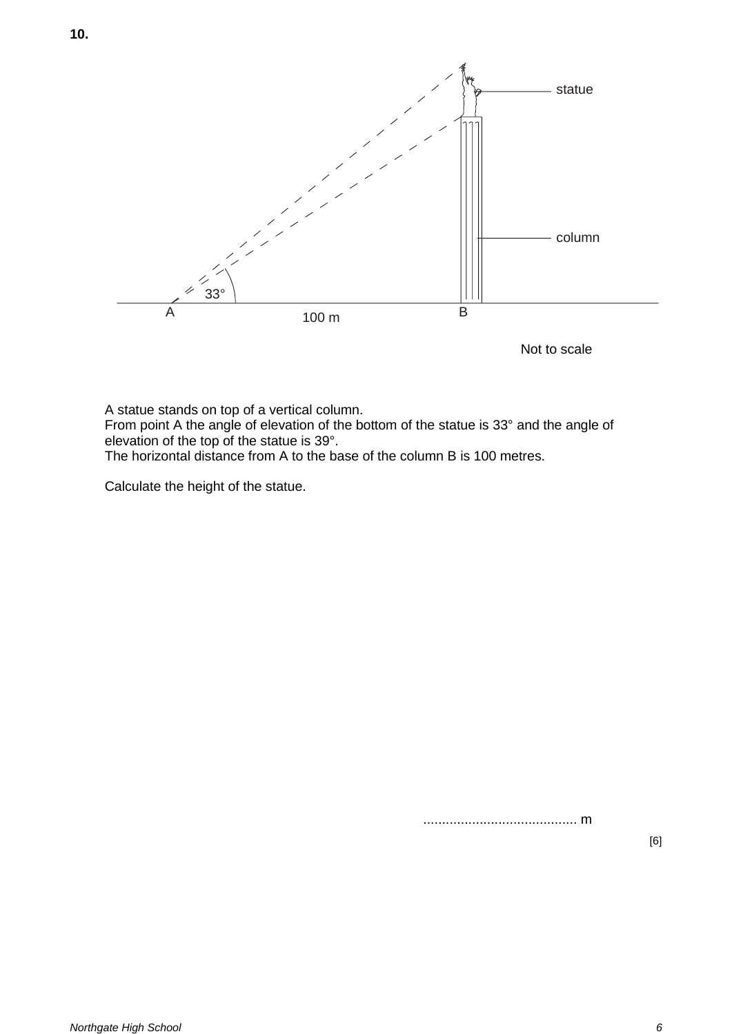**10.**

statue

column

33°

A

B

100 m

Not to scale

A statue stands on top of a vertical column.
From point A the angle of elevation of the bottom of the statue is 33° and the angle of elevation of the top of the statue is 39°.
The horizontal distance from A to the base of the column B is 100 metres.

Calculate the height of the statue.

.......................................... m

[6]